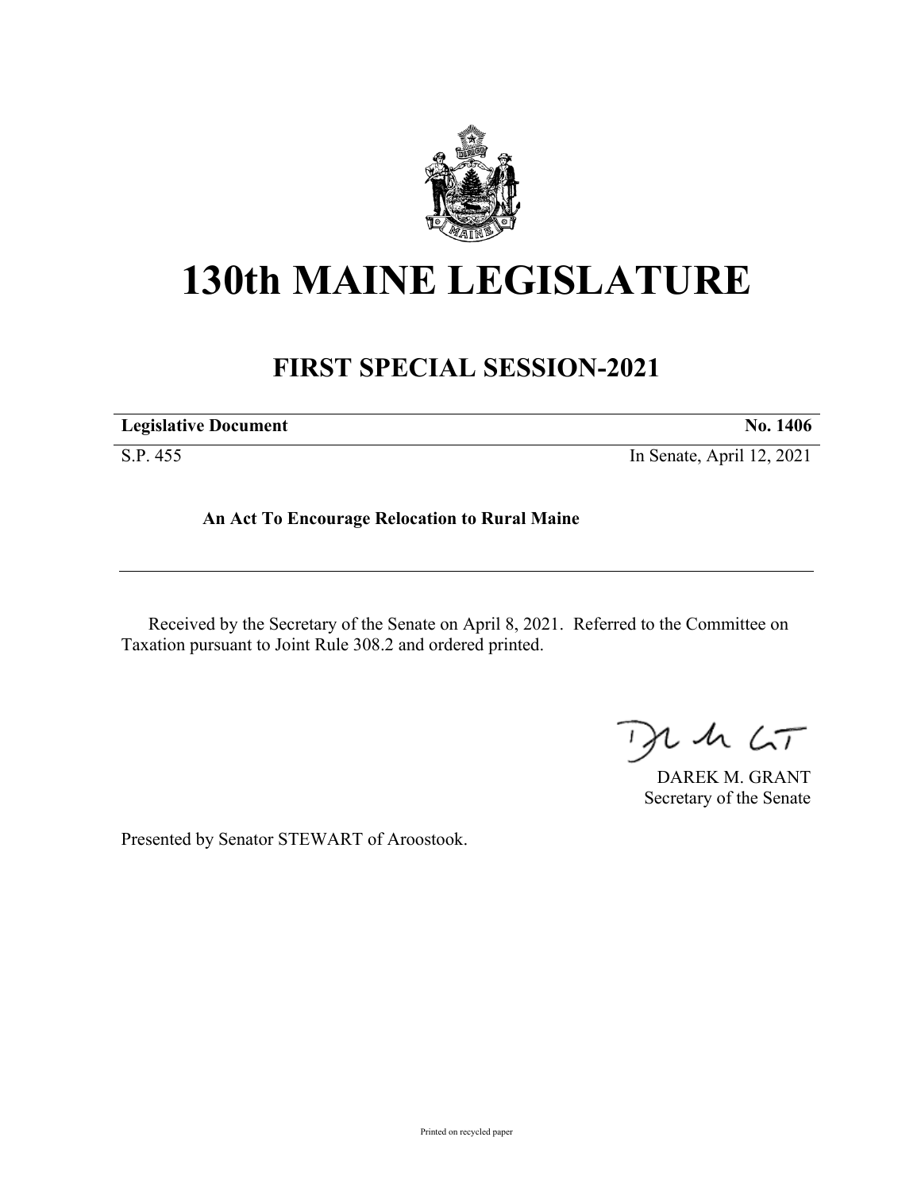# 130th MAINE LEGISLATURE

## FIRST SPECIAL SESSION-2021

| **Legislative Document** | **No. 1406** |
| --- | --- |
| S.P. 455 | In Senate, April 12, 2021 |

**An Act To Encourage Relocation to Rural Maine**

Received by the Secretary of the Senate on April 8, 2021. Referred to the Committee on Taxation pursuant to Joint Rule 308.2 and ordered printed.

DAREK M. GRANT
Secretary of the Senate

Presented by Senator STEWART of Aroostook.

Printed on recycled paper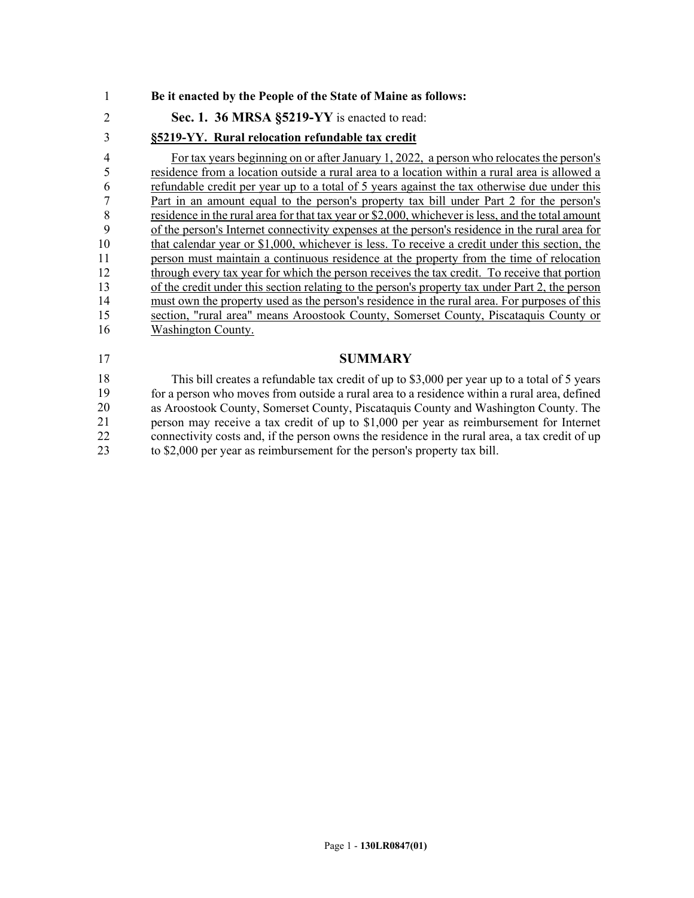**Be it enacted by the People of the State of Maine as follows:**

**Sec. 1. 36 MRSA §5219-YY** is enacted to read:

**§5219-YY. Rural relocation refundable tax credit**

For tax years beginning on or after January 1, 2022, a person who relocates the person's residence from a location outside a rural area to a location within a rural area is allowed a refundable credit per year up to a total of 5 years against the tax otherwise due under this Part in an amount equal to the person's property tax bill under Part 2 for the person's residence in the rural area for that tax year or $2,000, whichever is less, and the total amount of the person's Internet connectivity expenses at the person's residence in the rural area for that calendar year or $1,000, whichever is less. To receive a credit under this section, the person must maintain a continuous residence at the property from the time of relocation through every tax year for which the person receives the tax credit. To receive that portion of the credit under this section relating to the person's property tax under Part 2, the person must own the property used as the person's residence in the rural area. For purposes of this section, "rural area" means Aroostook County, Somerset County, Piscataquis County or Washington County.

## SUMMARY

This bill creates a refundable tax credit of up to $3,000 per year up to a total of 5 years for a person who moves from outside a rural area to a residence within a rural area, defined as Aroostook County, Somerset County, Piscataquis County and Washington County. The person may receive a tax credit of up to $1,000 per year as reimbursement for Internet connectivity costs and, if the person owns the residence in the rural area, a tax credit of up to $2,000 per year as reimbursement for the person's property tax bill.